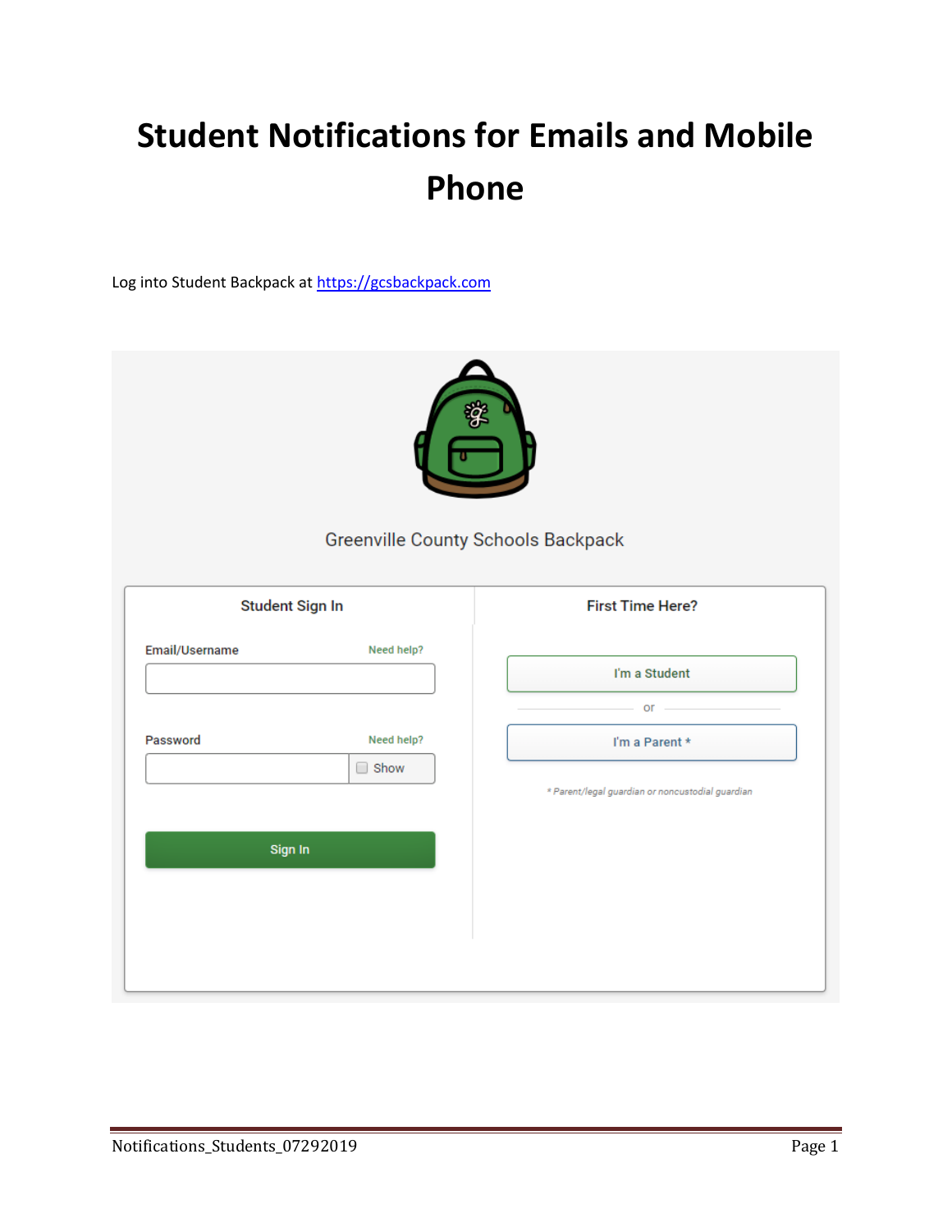# Student Notifications for Emails and Mobile Phone

Log into Student Backpack at https://gcsbackpack.com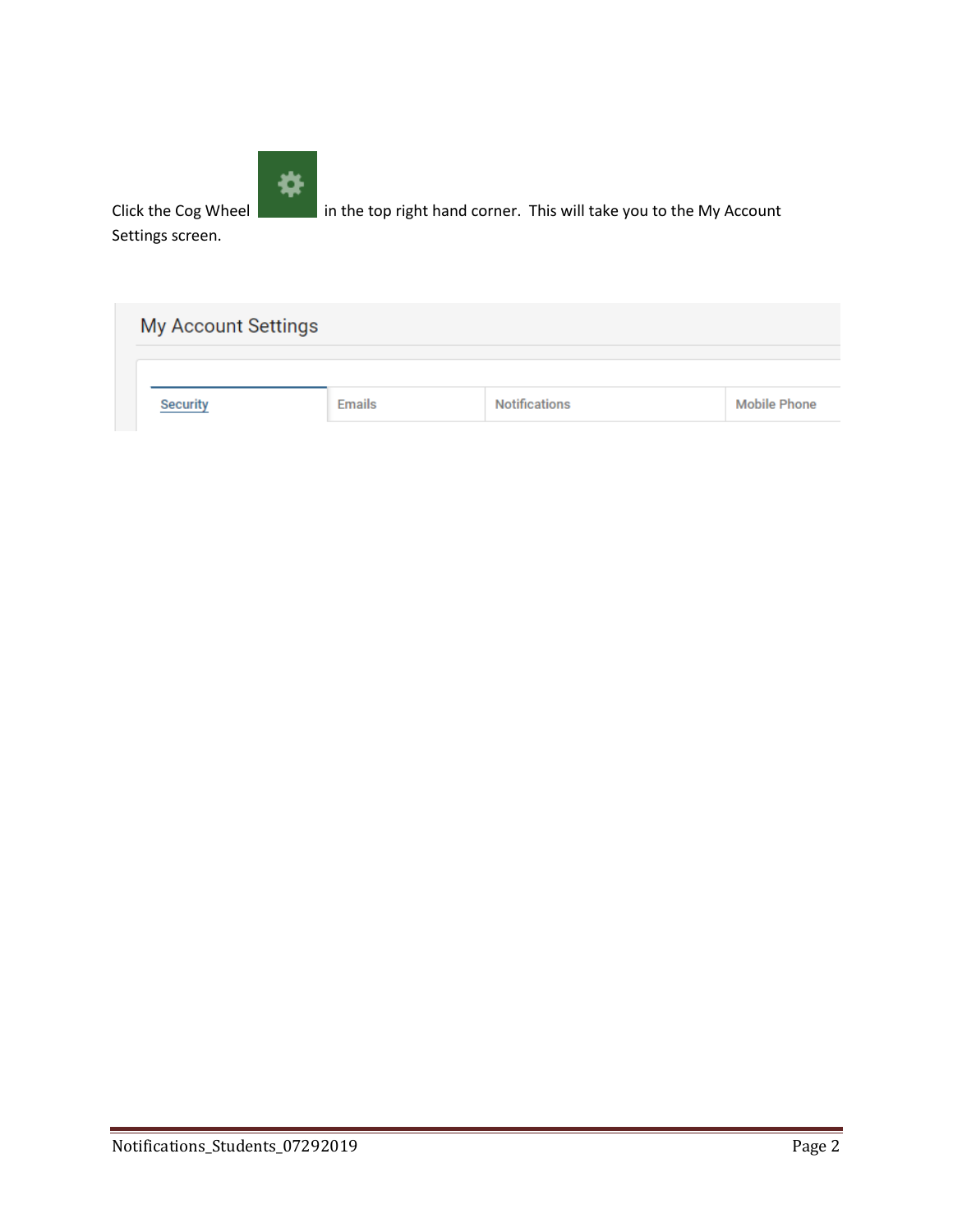Click the Cog Wheel in the top right hand corner. This will take you to the My Account Settings screen.

My Account Settings

Security | Emails | Notifications | Mobile Phone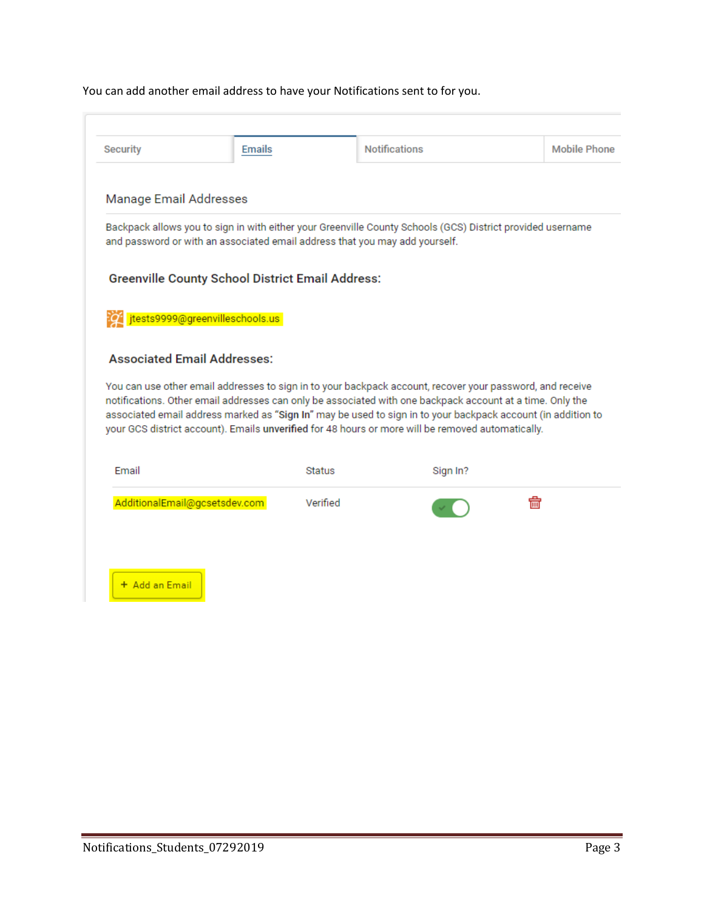You can add another email address to have your Notifications sent to for you.

Security | Emails | Notifications | Mobile Phone

Manage Email Addresses

Backpack allows you to sign in with either your Greenville County Schools (GCS) District provided username and password or with an associated email address that you may add yourself.

**Greenville County School District Email Address:**

jtests9999@greenvilleschools.us

**Associated Email Addresses:**

You can use other email addresses to sign in to your backpack account, recover your password, and receive notifications. Other email addresses can only be associated with one backpack account at a time. Only the associated email address marked as **"Sign In"** may be used to sign in to your backpack account (in addition to your GCS district account). Emails **unverified** for 48 hours or more will be removed automatically.

| Email | Status | Sign In? |
| --- | --- | --- |
| AdditionalEmail@gcsetsdev.com | Verified | |

+ Add an Email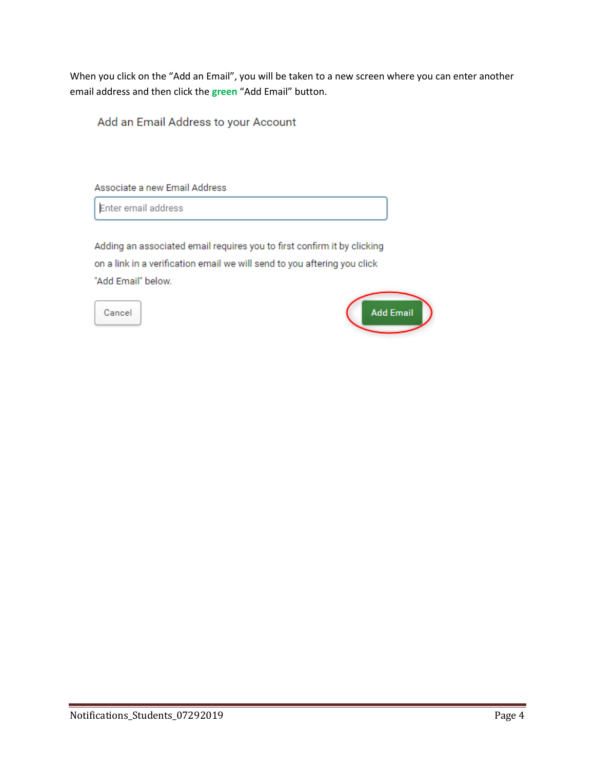When you click on the “Add an Email”, you will be taken to a new screen where you can enter another email address and then click the **green** “Add Email” button.

Add an Email Address to your Account

Associate a new Email Address

Enter email address

Adding an associated email requires you to first confirm it by clicking on a link in a verification email we will send to you aftering you click "Add Email" below.

Cancel

Add Email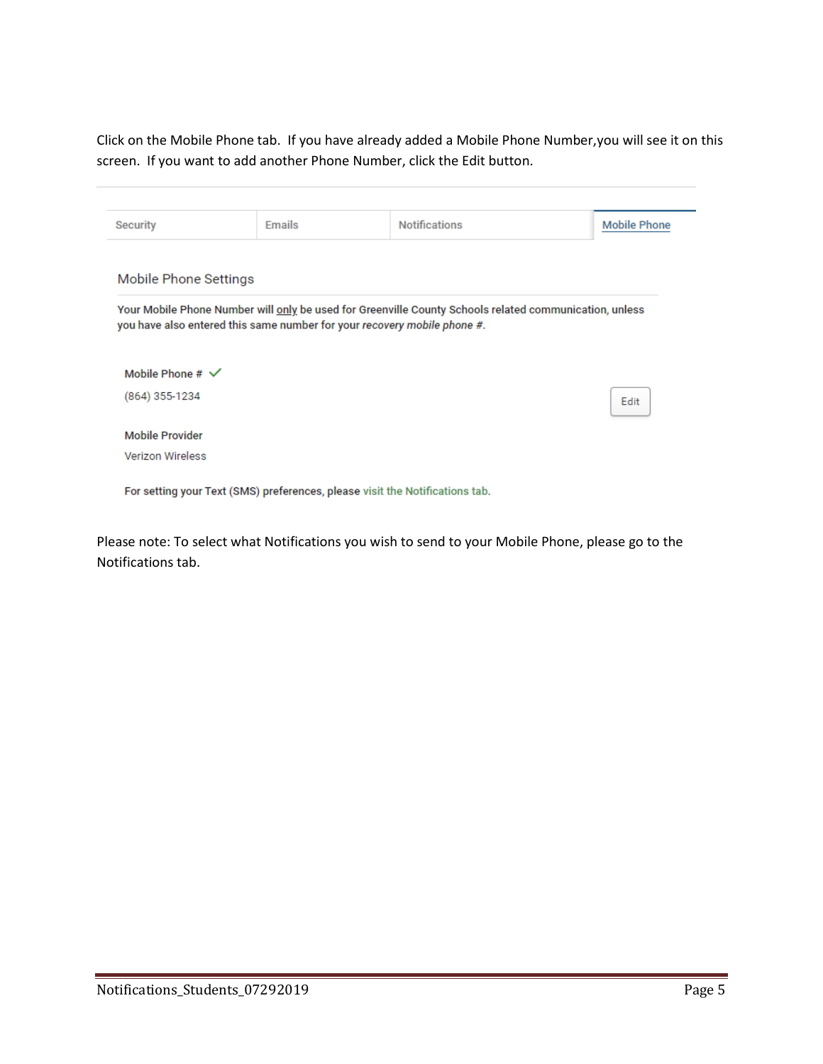Click on the Mobile Phone tab.  If you have already added a Mobile Phone Number,you will see it on this screen.  If you want to add another Phone Number, click the Edit button.

Security | Emails | Notifications | Mobile Phone

Mobile Phone Settings

Your Mobile Phone Number will only be used for Greenville County Schools related communication, unless you have also entered this same number for your *recovery mobile phone #*.

Mobile Phone # ✓

(864) 355-1234

Edit

Mobile Provider

Verizon Wireless

For setting your Text (SMS) preferences, please visit the Notifications tab.

Please note: To select what Notifications you wish to send to your Mobile Phone, please go to the Notifications tab.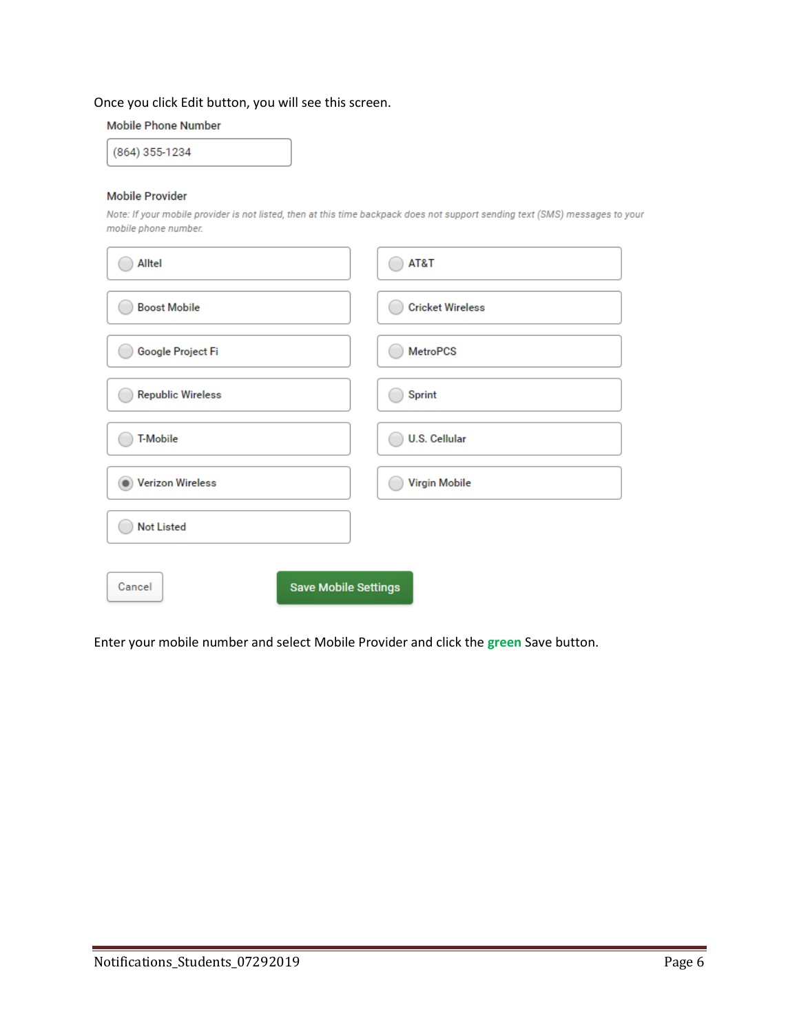Once you click Edit button, you will see this screen.

**Mobile Phone Number**

(864) 355-1234

**Mobile Provider**

*Note: If your mobile provider is not listed, then at this time backpack does not support sending text (SMS) messages to your mobile phone number.*

- ( ) Alltel
- ( ) AT&T
- ( ) Boost Mobile
- ( ) Cricket Wireless
- ( ) Google Project Fi
- ( ) MetroPCS
- ( ) Republic Wireless
- ( ) Sprint
- ( ) T-Mobile
- ( ) U.S. Cellular
- (•) Verizon Wireless
- ( ) Virgin Mobile
- ( ) Not Listed

[Cancel] [Save Mobile Settings]

Enter your mobile number and select Mobile Provider and click the **green** Save button.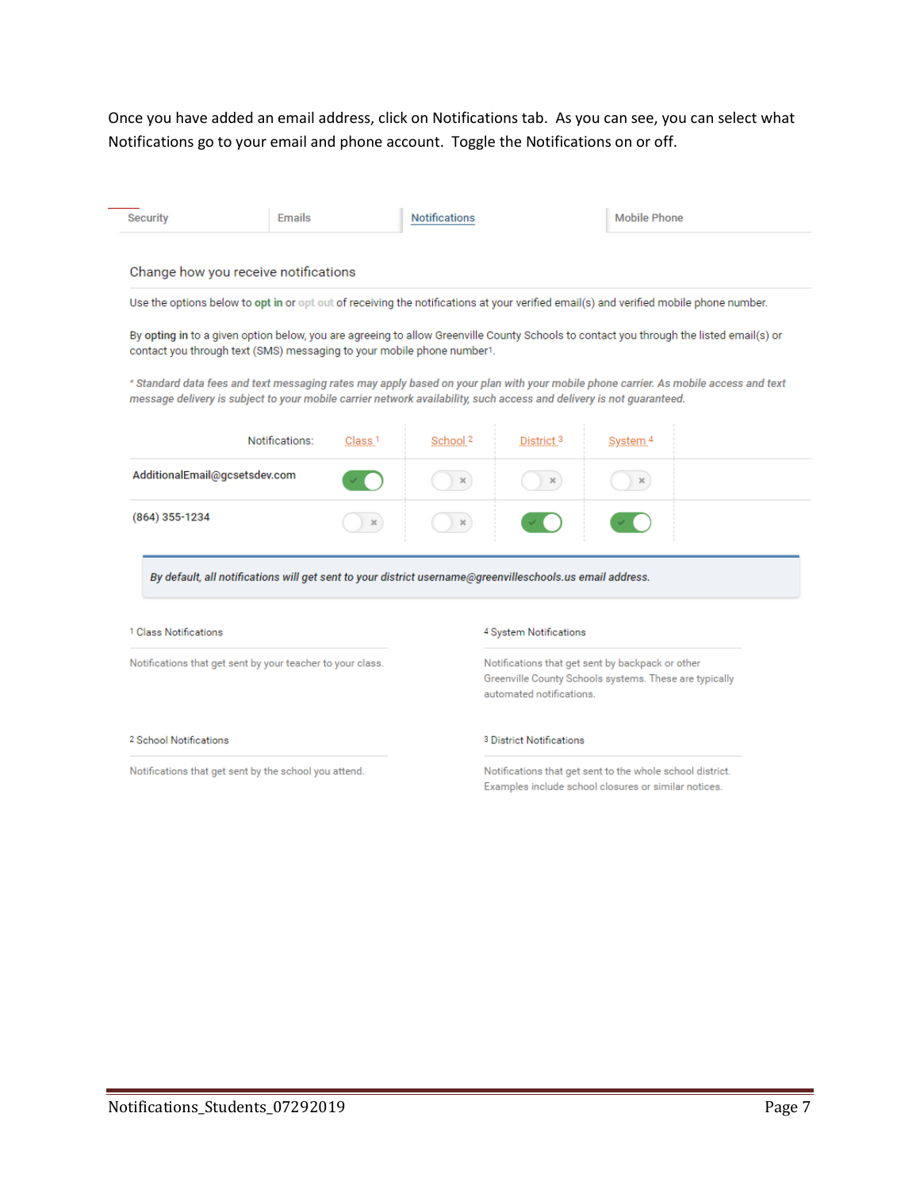Once you have added an email address, click on Notifications tab. As you can see, you can select what Notifications go to your email and phone account. Toggle the Notifications on or off.

Security | Emails | **Notifications** | Mobile Phone

### Change how you receive notifications

Use the options below to **opt in** or opt out of receiving the notifications at your verified email(s) and verified mobile phone number.

By **opting in** to a given option below, you are agreeing to allow Greenville County Schools to contact you through the listed email(s) or contact you through text (SMS) messaging to your mobile phone number[1].

*[*] Standard data fees and text messaging rates may apply based on your plan with your mobile phone carrier. As mobile access and text message delivery is subject to your mobile carrier network availability, such access and delivery is not guaranteed.*

| Notifications: | Class [1] | School [2] | District [3] | System [4] |
|---|---|---|---|---|
| AdditionalEmail@gcsetsdev.com | On | Off | Off | Off |
| (864) 355-1234 | Off | Off | On | On |

*By default, all notifications will get sent to your district username@greenvilleschools.us email address.*

[1] Class Notifications

Notifications that get sent by your teacher to your class.

[2] School Notifications

Notifications that get sent by the school you attend.

[3] District Notifications

Notifications that get sent to the whole school district. Examples include school closures or similar notices.

[4] System Notifications

Notifications that get sent by backpack or other Greenville County Schools systems. These are typically automated notifications.